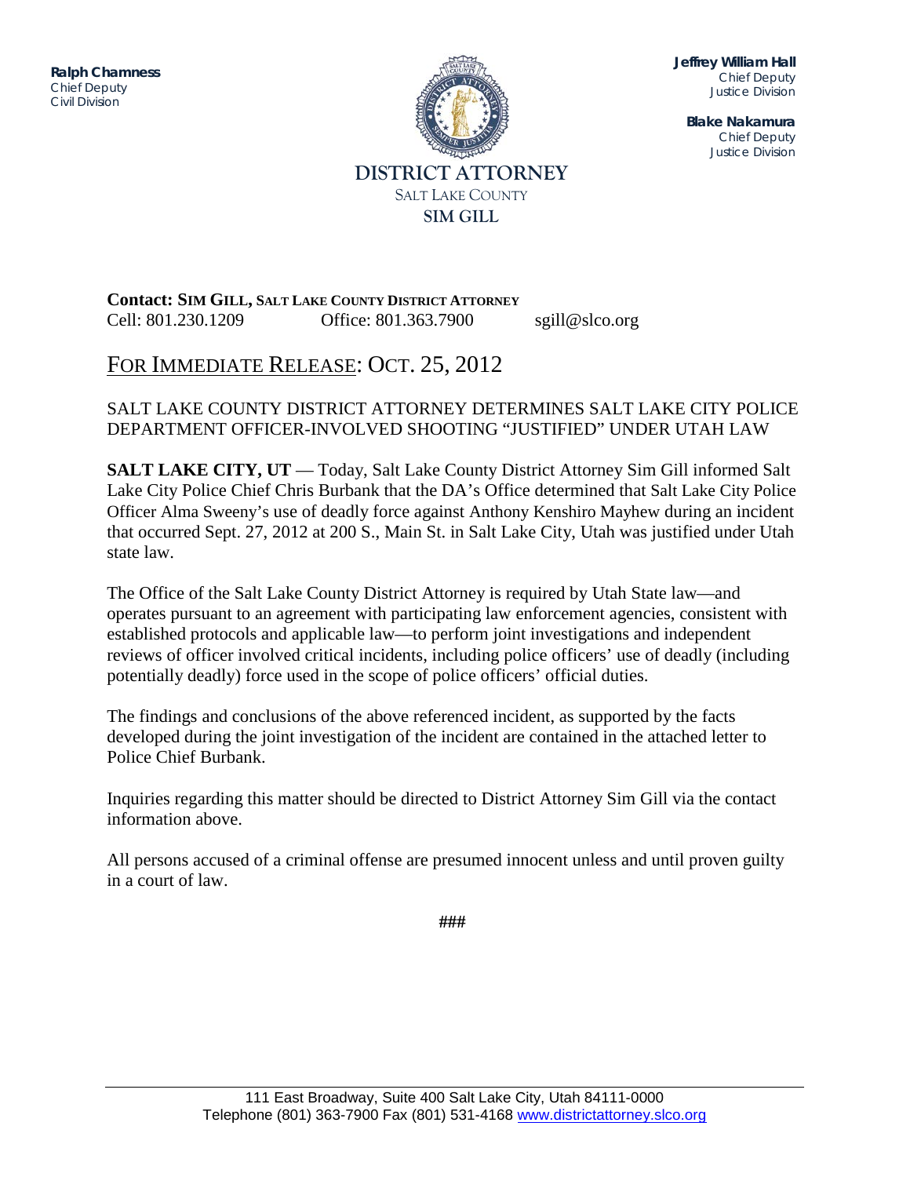**Ralph Chamness**
Chief Deputy
Civil Division

**DISTRICT ATTORNEY**
SALT LAKE COUNTY
**SIM GILL**

**Jeffrey William Hall**
Chief Deputy
Justice Division

**Blake Nakamura**
Chief Deputy
Justice Division

**Contact: SIM GILL, SALT LAKE COUNTY DISTRICT ATTORNEY**
Cell: 801.230.1209 Office: 801.363.7900 sgill@slco.org

## FOR IMMEDIATE RELEASE: OCT. 25, 2012

SALT LAKE COUNTY DISTRICT ATTORNEY DETERMINES SALT LAKE CITY POLICE DEPARTMENT OFFICER-INVOLVED SHOOTING "JUSTIFIED" UNDER UTAH LAW

**SALT LAKE CITY, UT** — Today, Salt Lake County District Attorney Sim Gill informed Salt Lake City Police Chief Chris Burbank that the DA's Office determined that Salt Lake City Police Officer Alma Sweeny's use of deadly force against Anthony Kenshiro Mayhew during an incident that occurred Sept. 27, 2012 at 200 S., Main St. in Salt Lake City, Utah was justified under Utah state law.

The Office of the Salt Lake County District Attorney is required by Utah State law—and operates pursuant to an agreement with participating law enforcement agencies, consistent with established protocols and applicable law—to perform joint investigations and independent reviews of officer involved critical incidents, including police officers' use of deadly (including potentially deadly) force used in the scope of police officers' official duties.

The findings and conclusions of the above referenced incident, as supported by the facts developed during the joint investigation of the incident are contained in the attached letter to Police Chief Burbank.

Inquiries regarding this matter should be directed to District Attorney Sim Gill via the contact information above.

All persons accused of a criminal offense are presumed innocent unless and until proven guilty in a court of law.

###

111 East Broadway, Suite 400 Salt Lake City, Utah 84111-0000
Telephone (801) 363-7900 Fax (801) 531-4168 www.districtattorney.slco.org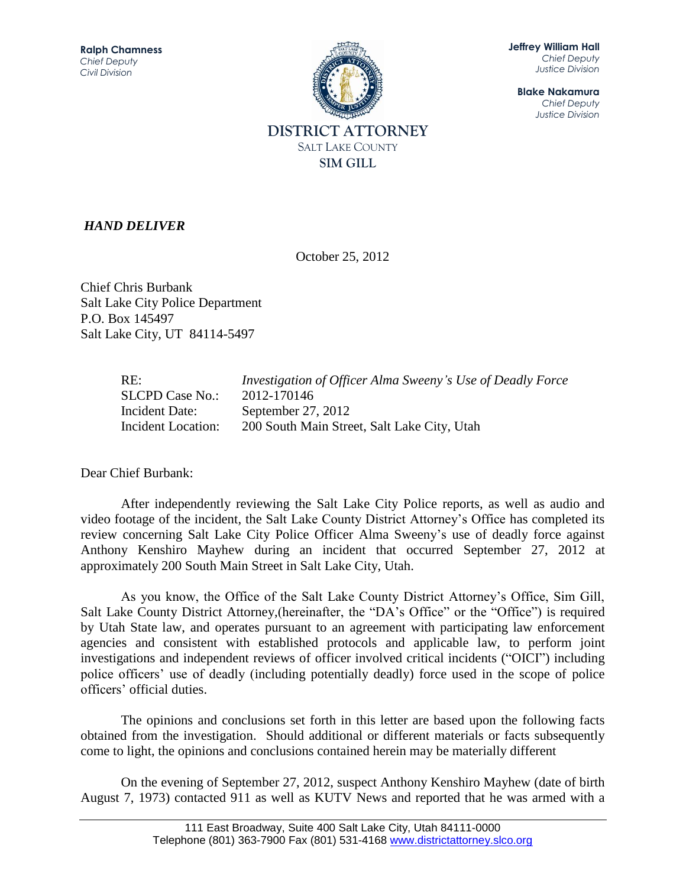**Ralph Chamness**
*Chief Deputy*
*Civil Division*

**Jeffrey William Hall**
*Chief Deputy*
*Justice Division*

**Blake Nakamura**
*Chief Deputy*
*Justice Division*

**DISTRICT ATTORNEY**
SALT LAKE COUNTY
**SIM GILL**

***HAND DELIVER***

October 25, 2012

Chief Chris Burbank
Salt Lake City Police Department
P.O. Box 145497
Salt Lake City, UT 84114-5497

| | |
|---|---|
| RE: | *Investigation of Officer Alma Sweeny's Use of Deadly Force* |
| SLCPD Case No.: | 2012-170146 |
| Incident Date: | September 27, 2012 |
| Incident Location: | 200 South Main Street, Salt Lake City, Utah |

Dear Chief Burbank:

After independently reviewing the Salt Lake City Police reports, as well as audio and video footage of the incident, the Salt Lake County District Attorney's Office has completed its review concerning Salt Lake City Police Officer Alma Sweeny's use of deadly force against Anthony Kenshiro Mayhew during an incident that occurred September 27, 2012 at approximately 200 South Main Street in Salt Lake City, Utah.

As you know, the Office of the Salt Lake County District Attorney's Office, Sim Gill, Salt Lake County District Attorney,(hereinafter, the "DA's Office" or the "Office") is required by Utah State law, and operates pursuant to an agreement with participating law enforcement agencies and consistent with established protocols and applicable law, to perform joint investigations and independent reviews of officer involved critical incidents ("OICI") including police officers' use of deadly (including potentially deadly) force used in the scope of police officers' official duties.

The opinions and conclusions set forth in this letter are based upon the following facts obtained from the investigation. Should additional or different materials or facts subsequently come to light, the opinions and conclusions contained herein may be materially different

On the evening of September 27, 2012, suspect Anthony Kenshiro Mayhew (date of birth August 7, 1973) contacted 911 as well as KUTV News and reported that he was armed with a

111 East Broadway, Suite 400 Salt Lake City, Utah 84111-0000
Telephone (801) 363-7900 Fax (801) 531-4168 www.districtattorney.slco.org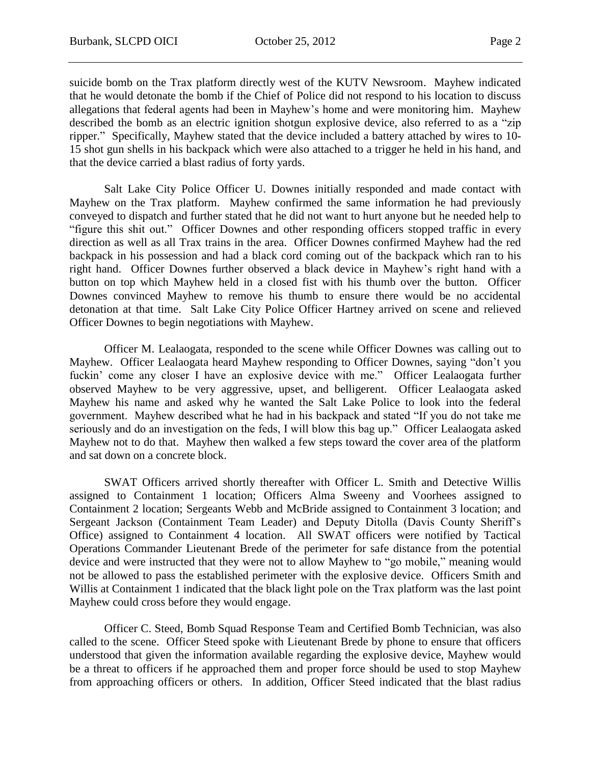suicide bomb on the Trax platform directly west of the KUTV Newsroom. Mayhew indicated that he would detonate the bomb if the Chief of Police did not respond to his location to discuss allegations that federal agents had been in Mayhew's home and were monitoring him. Mayhew described the bomb as an electric ignition shotgun explosive device, also referred to as a "zip ripper." Specifically, Mayhew stated that the device included a battery attached by wires to 10-15 shot gun shells in his backpack which were also attached to a trigger he held in his hand, and that the device carried a blast radius of forty yards.

Salt Lake City Police Officer U. Downes initially responded and made contact with Mayhew on the Trax platform. Mayhew confirmed the same information he had previously conveyed to dispatch and further stated that he did not want to hurt anyone but he needed help to "figure this shit out." Officer Downes and other responding officers stopped traffic in every direction as well as all Trax trains in the area. Officer Downes confirmed Mayhew had the red backpack in his possession and had a black cord coming out of the backpack which ran to his right hand. Officer Downes further observed a black device in Mayhew's right hand with a button on top which Mayhew held in a closed fist with his thumb over the button. Officer Downes convinced Mayhew to remove his thumb to ensure there would be no accidental detonation at that time. Salt Lake City Police Officer Hartney arrived on scene and relieved Officer Downes to begin negotiations with Mayhew.

Officer M. Lealaogata, responded to the scene while Officer Downes was calling out to Mayhew. Officer Lealaogata heard Mayhew responding to Officer Downes, saying "don't you fuckin' come any closer I have an explosive device with me." Officer Lealaogata further observed Mayhew to be very aggressive, upset, and belligerent. Officer Lealaogata asked Mayhew his name and asked why he wanted the Salt Lake Police to look into the federal government. Mayhew described what he had in his backpack and stated "If you do not take me seriously and do an investigation on the feds, I will blow this bag up." Officer Lealaogata asked Mayhew not to do that. Mayhew then walked a few steps toward the cover area of the platform and sat down on a concrete block.

SWAT Officers arrived shortly thereafter with Officer L. Smith and Detective Willis assigned to Containment 1 location; Officers Alma Sweeny and Voorhees assigned to Containment 2 location; Sergeants Webb and McBride assigned to Containment 3 location; and Sergeant Jackson (Containment Team Leader) and Deputy Ditolla (Davis County Sheriff's Office) assigned to Containment 4 location. All SWAT officers were notified by Tactical Operations Commander Lieutenant Brede of the perimeter for safe distance from the potential device and were instructed that they were not to allow Mayhew to "go mobile," meaning would not be allowed to pass the established perimeter with the explosive device. Officers Smith and Willis at Containment 1 indicated that the black light pole on the Trax platform was the last point Mayhew could cross before they would engage.

Officer C. Steed, Bomb Squad Response Team and Certified Bomb Technician, was also called to the scene. Officer Steed spoke with Lieutenant Brede by phone to ensure that officers understood that given the information available regarding the explosive device, Mayhew would be a threat to officers if he approached them and proper force should be used to stop Mayhew from approaching officers or others. In addition, Officer Steed indicated that the blast radius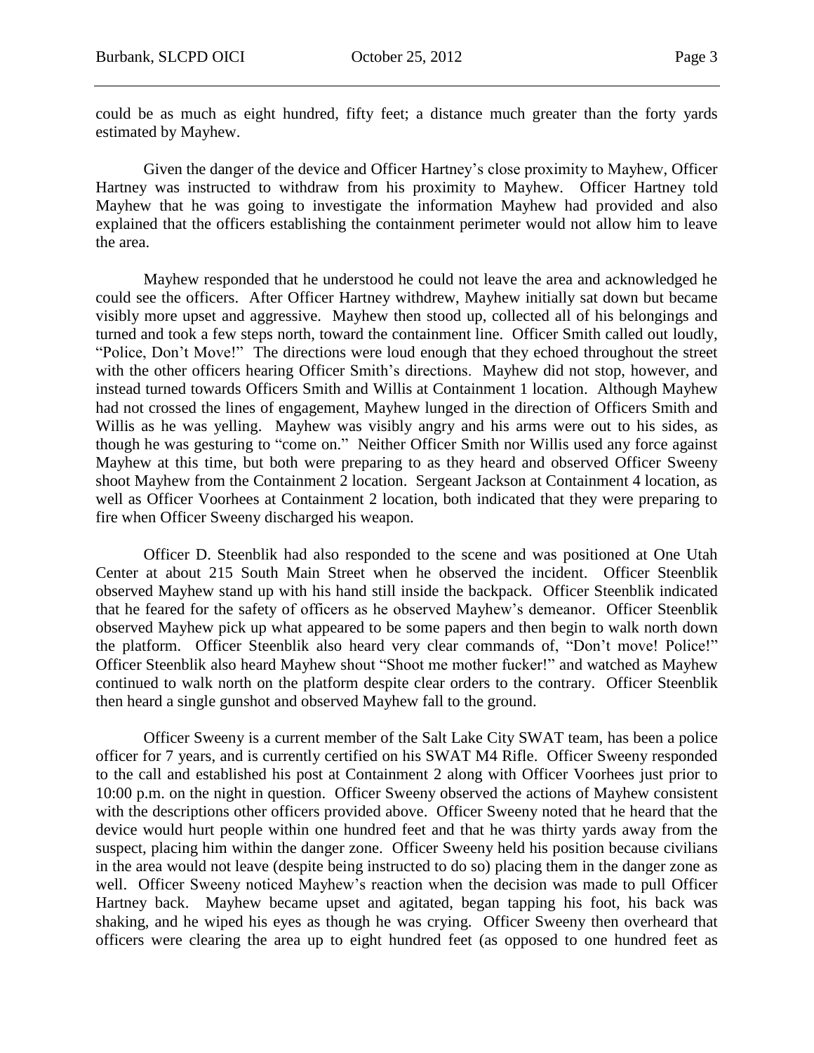could be as much as eight hundred, fifty feet; a distance much greater than the forty yards estimated by Mayhew.

Given the danger of the device and Officer Hartney's close proximity to Mayhew, Officer Hartney was instructed to withdraw from his proximity to Mayhew. Officer Hartney told Mayhew that he was going to investigate the information Mayhew had provided and also explained that the officers establishing the containment perimeter would not allow him to leave the area.

Mayhew responded that he understood he could not leave the area and acknowledged he could see the officers. After Officer Hartney withdrew, Mayhew initially sat down but became visibly more upset and aggressive. Mayhew then stood up, collected all of his belongings and turned and took a few steps north, toward the containment line. Officer Smith called out loudly, "Police, Don't Move!" The directions were loud enough that they echoed throughout the street with the other officers hearing Officer Smith's directions. Mayhew did not stop, however, and instead turned towards Officers Smith and Willis at Containment 1 location. Although Mayhew had not crossed the lines of engagement, Mayhew lunged in the direction of Officers Smith and Willis as he was yelling. Mayhew was visibly angry and his arms were out to his sides, as though he was gesturing to "come on." Neither Officer Smith nor Willis used any force against Mayhew at this time, but both were preparing to as they heard and observed Officer Sweeny shoot Mayhew from the Containment 2 location. Sergeant Jackson at Containment 4 location, as well as Officer Voorhees at Containment 2 location, both indicated that they were preparing to fire when Officer Sweeny discharged his weapon.

Officer D. Steenblik had also responded to the scene and was positioned at One Utah Center at about 215 South Main Street when he observed the incident. Officer Steenblik observed Mayhew stand up with his hand still inside the backpack. Officer Steenblik indicated that he feared for the safety of officers as he observed Mayhew's demeanor. Officer Steenblik observed Mayhew pick up what appeared to be some papers and then begin to walk north down the platform. Officer Steenblik also heard very clear commands of, "Don't move! Police!" Officer Steenblik also heard Mayhew shout "Shoot me mother fucker!" and watched as Mayhew continued to walk north on the platform despite clear orders to the contrary. Officer Steenblik then heard a single gunshot and observed Mayhew fall to the ground.

Officer Sweeny is a current member of the Salt Lake City SWAT team, has been a police officer for 7 years, and is currently certified on his SWAT M4 Rifle. Officer Sweeny responded to the call and established his post at Containment 2 along with Officer Voorhees just prior to 10:00 p.m. on the night in question. Officer Sweeny observed the actions of Mayhew consistent with the descriptions other officers provided above. Officer Sweeny noted that he heard that the device would hurt people within one hundred feet and that he was thirty yards away from the suspect, placing him within the danger zone. Officer Sweeny held his position because civilians in the area would not leave (despite being instructed to do so) placing them in the danger zone as well. Officer Sweeny noticed Mayhew's reaction when the decision was made to pull Officer Hartney back. Mayhew became upset and agitated, began tapping his foot, his back was shaking, and he wiped his eyes as though he was crying. Officer Sweeny then overheard that officers were clearing the area up to eight hundred feet (as opposed to one hundred feet as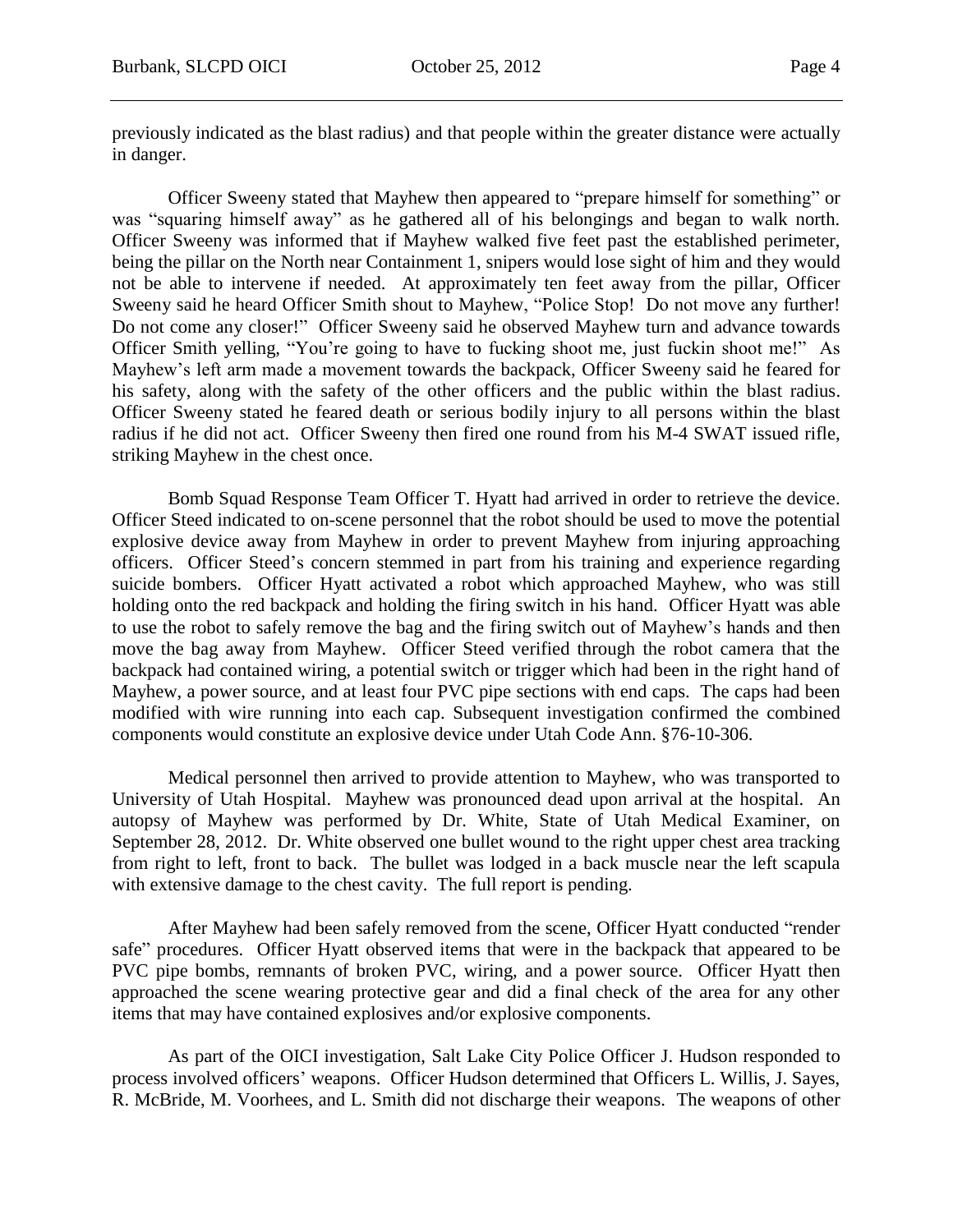previously indicated as the blast radius) and that people within the greater distance were actually in danger.

Officer Sweeny stated that Mayhew then appeared to "prepare himself for something" or was "squaring himself away" as he gathered all of his belongings and began to walk north. Officer Sweeny was informed that if Mayhew walked five feet past the established perimeter, being the pillar on the North near Containment 1, snipers would lose sight of him and they would not be able to intervene if needed. At approximately ten feet away from the pillar, Officer Sweeny said he heard Officer Smith shout to Mayhew, "Police Stop! Do not move any further! Do not come any closer!" Officer Sweeny said he observed Mayhew turn and advance towards Officer Smith yelling, "You're going to have to fucking shoot me, just fuckin shoot me!" As Mayhew's left arm made a movement towards the backpack, Officer Sweeny said he feared for his safety, along with the safety of the other officers and the public within the blast radius. Officer Sweeny stated he feared death or serious bodily injury to all persons within the blast radius if he did not act. Officer Sweeny then fired one round from his M-4 SWAT issued rifle, striking Mayhew in the chest once.

Bomb Squad Response Team Officer T. Hyatt had arrived in order to retrieve the device. Officer Steed indicated to on-scene personnel that the robot should be used to move the potential explosive device away from Mayhew in order to prevent Mayhew from injuring approaching officers. Officer Steed's concern stemmed in part from his training and experience regarding suicide bombers. Officer Hyatt activated a robot which approached Mayhew, who was still holding onto the red backpack and holding the firing switch in his hand. Officer Hyatt was able to use the robot to safely remove the bag and the firing switch out of Mayhew's hands and then move the bag away from Mayhew. Officer Steed verified through the robot camera that the backpack had contained wiring, a potential switch or trigger which had been in the right hand of Mayhew, a power source, and at least four PVC pipe sections with end caps. The caps had been modified with wire running into each cap. Subsequent investigation confirmed the combined components would constitute an explosive device under Utah Code Ann. §76-10-306.

Medical personnel then arrived to provide attention to Mayhew, who was transported to University of Utah Hospital. Mayhew was pronounced dead upon arrival at the hospital. An autopsy of Mayhew was performed by Dr. White, State of Utah Medical Examiner, on September 28, 2012. Dr. White observed one bullet wound to the right upper chest area tracking from right to left, front to back. The bullet was lodged in a back muscle near the left scapula with extensive damage to the chest cavity. The full report is pending.

After Mayhew had been safely removed from the scene, Officer Hyatt conducted "render safe" procedures. Officer Hyatt observed items that were in the backpack that appeared to be PVC pipe bombs, remnants of broken PVC, wiring, and a power source. Officer Hyatt then approached the scene wearing protective gear and did a final check of the area for any other items that may have contained explosives and/or explosive components.

As part of the OICI investigation, Salt Lake City Police Officer J. Hudson responded to process involved officers' weapons. Officer Hudson determined that Officers L. Willis, J. Sayes, R. McBride, M. Voorhees, and L. Smith did not discharge their weapons. The weapons of other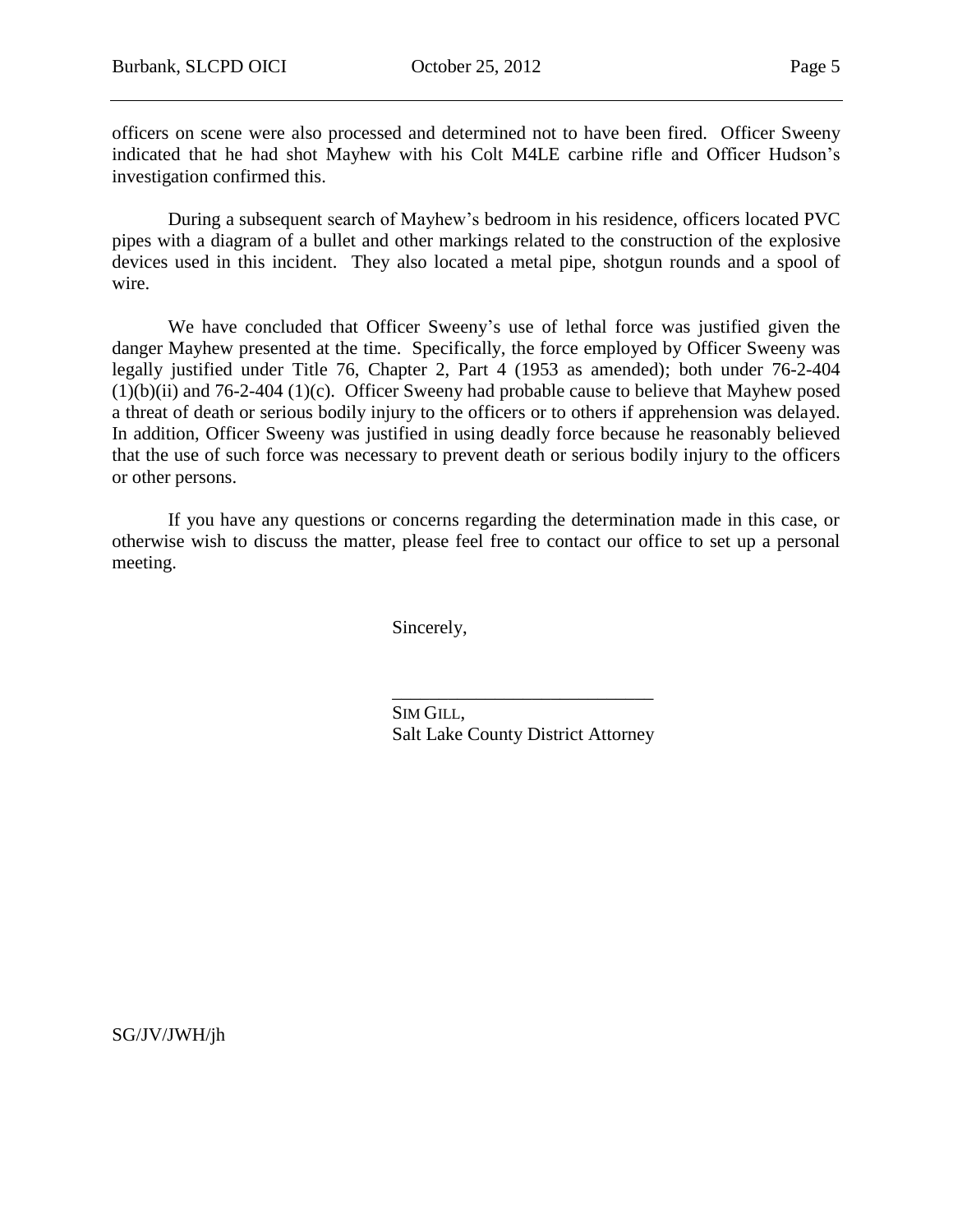officers on scene were also processed and determined not to have been fired. Officer Sweeny indicated that he had shot Mayhew with his Colt M4LE carbine rifle and Officer Hudson's investigation confirmed this.

During a subsequent search of Mayhew's bedroom in his residence, officers located PVC pipes with a diagram of a bullet and other markings related to the construction of the explosive devices used in this incident. They also located a metal pipe, shotgun rounds and a spool of wire.

We have concluded that Officer Sweeny's use of lethal force was justified given the danger Mayhew presented at the time. Specifically, the force employed by Officer Sweeny was legally justified under Title 76, Chapter 2, Part 4 (1953 as amended); both under 76-2-404 (1)(b)(ii) and 76-2-404 (1)(c). Officer Sweeny had probable cause to believe that Mayhew posed a threat of death or serious bodily injury to the officers or to others if apprehension was delayed. In addition, Officer Sweeny was justified in using deadly force because he reasonably believed that the use of such force was necessary to prevent death or serious bodily injury to the officers or other persons.

If you have any questions or concerns regarding the determination made in this case, or otherwise wish to discuss the matter, please feel free to contact our office to set up a personal meeting.

Sincerely,

\_\_\_\_\_\_\_\_\_\_\_\_\_\_\_\_\_\_\_\_\_\_\_\_\_\_\_\_

SIM GILL,
Salt Lake County District Attorney

SG/JV/JWH/jh